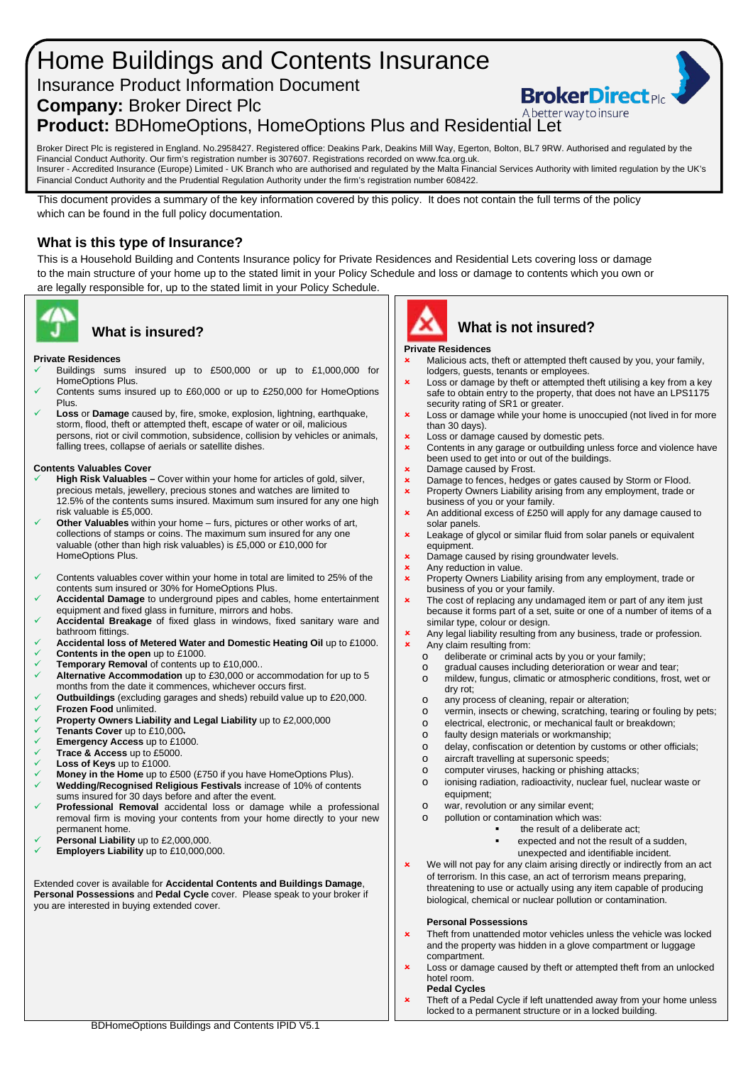# Home Buildings and Contents Insurance

## Insurance Product Information Document

**Company:** Broker Direct Plc

**Product:** BDHomeOptions, HomeOptions Plus and Residential Let

Broker Direct Plc is registered in England. No.2958427. Registered office: Deakins Park, Deakins Mill Way, Egerton, Bolton, BL7 9RW. Authorised and regulated by the Financial Conduct Authority. Our firm's registration number is 307607. Registrations recorded on www.fca.org.uk.
Insurer - Accredited Insurance (Europe) Limited - UK Branch who are authorised and regulated by the Malta Financial Services Authority with limited regulation by the UK's Financial Conduct Authority and the Prudential Regulation Authority under the firm's registration number 608422.

This document provides a summary of the key information covered by this policy. It does not contain the full terms of the policy which can be found in the full policy documentation.

## What is this type of Insurance?

This is a Household Building and Contents Insurance policy for Private Residences and Residential Lets covering loss or damage to the main structure of your home up to the stated limit in your Policy Schedule and loss or damage to contents which you own or are legally responsible for, up to the stated limit in your Policy Schedule.

## What is insured?

**Private Residences**

- ✓ Buildings sums insured up to £500,000 or up to £1,000,000 for HomeOptions Plus.
- ✓ Contents sums insured up to £60,000 or up to £250,000 for HomeOptions Plus.
- ✓ **Loss** or **Damage** caused by, fire, smoke, explosion, lightning, earthquake, storm, flood, theft or attempted theft, escape of water or oil, malicious persons, riot or civil commotion, subsidence, collision by vehicles or animals, falling trees, collapse of aerials or satellite dishes.

**Contents Valuables Cover**

- ✓ **High Risk Valuables –** Cover within your home for articles of gold, silver, precious metals, jewellery, precious stones and watches are limited to 12.5% of the contents sums insured. Maximum sum insured for any one high risk valuable is £5,000.
- ✓ **Other Valuables** within your home – furs, pictures or other works of art, collections of stamps or coins. The maximum sum insured for any one valuable (other than high risk valuables) is £5,000 or £10,000 for HomeOptions Plus.
- ✓ Contents valuables cover within your home in total are limited to 25% of the contents sum insured or 30% for HomeOptions Plus.
- ✓ **Accidental Damage** to underground pipes and cables, home entertainment equipment and fixed glass in furniture, mirrors and hobs.
- ✓ **Accidental Breakage** of fixed glass in windows, fixed sanitary ware and bathroom fittings.
- ✓ **Accidental Loss of Metered Water and Domestic Heating Oil** up to £1000.
- ✓ **Contents in the open** up to £1000.
- ✓ **Temporary Removal** of contents up to £10,000..
- ✓ **Alternative Accommodation** up to £30,000 or accommodation for up to 5 months from the date it commences, whichever occurs first.
- ✓ **Outbuildings** (excluding garages and sheds) rebuild value up to £20,000.
- ✓ **Frozen Food** unlimited.
- ✓ **Property Owners Liability and Legal Liability** up to £2,000,000
- ✓ **Tenants Cover** up to £10,000.
- ✓ **Emergency Access** up to £1000.
- ✓ **Trace & Access** up to £5000.
- ✓ **Loss of Keys** up to £1000.
- ✓ **Money in the Home** up to £500 (£750 if you have HomeOptions Plus).
- ✓ **Wedding/Recognised Religious Festivals** increase of 10% of contents sums insured for 30 days before and after the event.
- ✓ **Professional Removal** accidental loss or damage while a professional removal firm is moving your contents from your home directly to your new permanent home.
- ✓ **Personal Liability** up to £2,000,000.
- ✓ **Employers Liability** up to £10,000,000.

Extended cover is available for **Accidental Contents and Buildings Damage**, **Personal Possessions** and **Pedal Cycle** cover. Please speak to your broker if you are interested in buying extended cover.

## What is not insured?

**Private Residences**

- ✗ Malicious acts, theft or attempted theft caused by you, your family, lodgers, guests, tenants or employees.
- ✗ Loss or damage by theft or attempted theft utilising a key from a key safe to obtain entry to the property, that does not have an LPS1175 security rating of SR1 or greater.
- ✗ Loss or damage while your home is unoccupied (not lived in for more than 30 days).
- ✗ Loss or damage caused by domestic pets.
- ✗ Contents in any garage or outbuilding unless force and violence have been used to get into or out of the buildings.
- ✗ Damage caused by Frost.
- ✗ Damage to fences, hedges or gates caused by Storm or Flood.
- ✗ Property Owners Liability arising from any employment, trade or business of you or your family.
- ✗ An additional excess of £250 will apply for any damage caused to solar panels.
- ✗ Leakage of glycol or similar fluid from solar panels or equivalent equipment.
- ✗ Damage caused by rising groundwater levels.
- ✗ Any reduction in value.
- ✗ Property Owners Liability arising from any employment, trade or business of you or your family.
- ✗ The cost of replacing any undamaged item or part of any item just because it forms part of a set, suite or one of a number of items of a similar type, colour or design.
- ✗ Any legal liability resulting from any business, trade or profession.
- ✗ Any claim resulting from:
  - deliberate or criminal acts by you or your family;
  - gradual causes including deterioration or wear and tear;
  - mildew, fungus, climatic or atmospheric conditions, frost, wet or dry rot;
  - any process of cleaning, repair or alteration;
  - vermin, insects or chewing, scratching, tearing or fouling by pets;
  - electrical, electronic, or mechanical fault or breakdown;
  - faulty design materials or workmanship;
  - delay, confiscation or detention by customs or other officials;
  - aircraft travelling at supersonic speeds;
  - computer viruses, hacking or phishing attacks;
  - ionising radiation, radioactivity, nuclear fuel, nuclear waste or equipment;
  - war, revolution or any similar event;
  - pollution or contamination which was:
    - the result of a deliberate act;
    - expected and not the result of a sudden, unexpected and identifiable incident.
- ✗ We will not pay for any claim arising directly or indirectly from an act of terrorism. In this case, an act of terrorism means preparing, threatening to use or actually using any item capable of producing biological, chemical or nuclear pollution or contamination.

**Personal Possessions**

- ✗ Theft from unattended motor vehicles unless the vehicle was locked and the property was hidden in a glove compartment or luggage compartment.
- ✗ Loss or damage caused by theft or attempted theft from an unlocked hotel room.

**Pedal Cycles**

- ✗ Theft of a Pedal Cycle if left unattended away from your home unless locked to a permanent structure or in a locked building.

BDHomeOptions Buildings and Contents IPID V5.1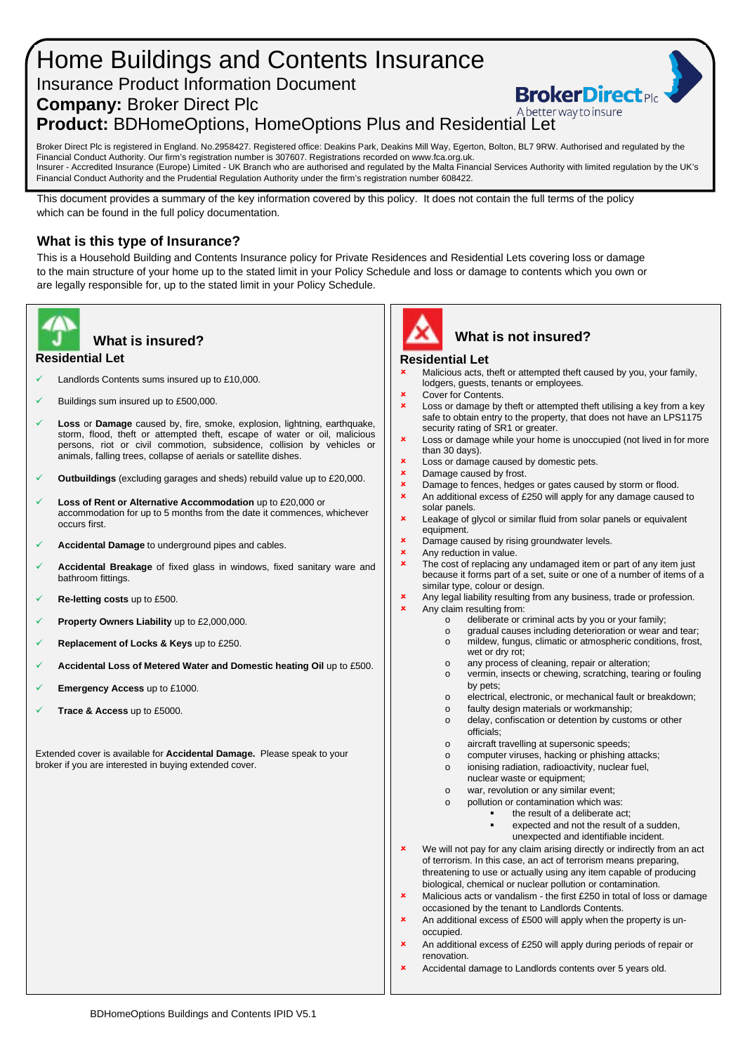# Home Buildings and Contents Insurance

## Insurance Product Information Document

**Company:** Broker Direct Plc

**Product:** BDHomeOptions, HomeOptions Plus and Residential Let

Broker Direct Plc is registered in England. No.2958427. Registered office: Deakins Park, Deakins Mill Way, Egerton, Bolton, BL7 9RW. Authorised and regulated by the Financial Conduct Authority. Our firm's registration number is 307607. Registrations recorded on www.fca.org.uk.
Insurer - Accredited Insurance (Europe) Limited - UK Branch who are authorised and regulated by the Malta Financial Services Authority with limited regulation by the UK's Financial Conduct Authority and the Prudential Regulation Authority under the firm's registration number 608422.

This document provides a summary of the key information covered by this policy. It does not contain the full terms of the policy which can be found in the full policy documentation.

### What is this type of Insurance?

This is a Household Building and Contents Insurance policy for Private Residences and Residential Lets covering loss or damage to the main structure of your home up to the stated limit in your Policy Schedule and loss or damage to contents which you own or are legally responsible for, up to the stated limit in your Policy Schedule.

### What is insured?

**Residential Let**

- ✓ Landlords Contents sums insured up to £10,000.
- ✓ Buildings sum insured up to £500,000.
- ✓ **Loss** or **Damage** caused by, fire, smoke, explosion, lightning, earthquake, storm, flood, theft or attempted theft, escape of water or oil, malicious persons, riot or civil commotion, subsidence, collision by vehicles or animals, falling trees, collapse of aerials or satellite dishes.
- ✓ **Outbuildings** (excluding garages and sheds) rebuild value up to £20,000.
- ✓ **Loss of Rent or Alternative Accommodation** up to £20,000 or accommodation for up to 5 months from the date it commences, whichever occurs first.
- ✓ **Accidental Damage** to underground pipes and cables.
- ✓ **Accidental Breakage** of fixed glass in windows, fixed sanitary ware and bathroom fittings.
- ✓ **Re-letting costs** up to £500.
- ✓ **Property Owners Liability** up to £2,000,000.
- ✓ **Replacement of Locks & Keys** up to £250.
- ✓ **Accidental Loss of Metered Water and Domestic heating Oil** up to £500.
- ✓ **Emergency Access** up to £1000.
- ✓ **Trace & Access** up to £5000.

Extended cover is available for **Accidental Damage.** Please speak to your broker if you are interested in buying extended cover.

### What is not insured?

**Residential Let**

- ✗ Malicious acts, theft or attempted theft caused by you, your family, lodgers, guests, tenants or employees.
- ✗ Cover for Contents.
- ✗ Loss or damage by theft or attempted theft utilising a key from a key safe to obtain entry to the property, that does not have an LPS1175 security rating of SR1 or greater.
- ✗ Loss or damage while your home is unoccupied (not lived in for more than 30 days).
- ✗ Loss or damage caused by domestic pets.
- ✗ Damage caused by frost.
- ✗ Damage to fences, hedges or gates caused by storm or flood.
- ✗ An additional excess of £250 will apply for any damage caused to solar panels.
- ✗ Leakage of glycol or similar fluid from solar panels or equivalent equipment.
- ✗ Damage caused by rising groundwater levels.
- ✗ Any reduction in value.
- ✗ The cost of replacing any undamaged item or part of any item just because it forms part of a set, suite or one of a number of items of a similar type, colour or design.
- ✗ Any legal liability resulting from any business, trade or profession.
- ✗ Any claim resulting from:
  - deliberate or criminal acts by you or your family;
  - gradual causes including deterioration or wear and tear;
  - mildew, fungus, climatic or atmospheric conditions, frost, wet or dry rot;
  - any process of cleaning, repair or alteration;
  - vermin, insects or chewing, scratching, tearing or fouling by pets;
  - electrical, electronic, or mechanical fault or breakdown;
  - faulty design materials or workmanship;
  - delay, confiscation or detention by customs or other officials;
  - aircraft travelling at supersonic speeds;
  - computer viruses, hacking or phishing attacks;
  - ionising radiation, radioactivity, nuclear fuel, nuclear waste or equipment;
  - war, revolution or any similar event;
  - pollution or contamination which was:
    - the result of a deliberate act;
    - expected and not the result of a sudden, unexpected and identifiable incident.
- ✗ We will not pay for any claim arising directly or indirectly from an act of terrorism. In this case, an act of terrorism means preparing, threatening to use or actually using any item capable of producing biological, chemical or nuclear pollution or contamination.
- ✗ Malicious acts or vandalism - the first £250 in total of loss or damage occasioned by the tenant to Landlords Contents.
- ✗ An additional excess of £500 will apply when the property is un-occupied.
- ✗ An additional excess of £250 will apply during periods of repair or renovation.
- ✗ Accidental damage to Landlords contents over 5 years old.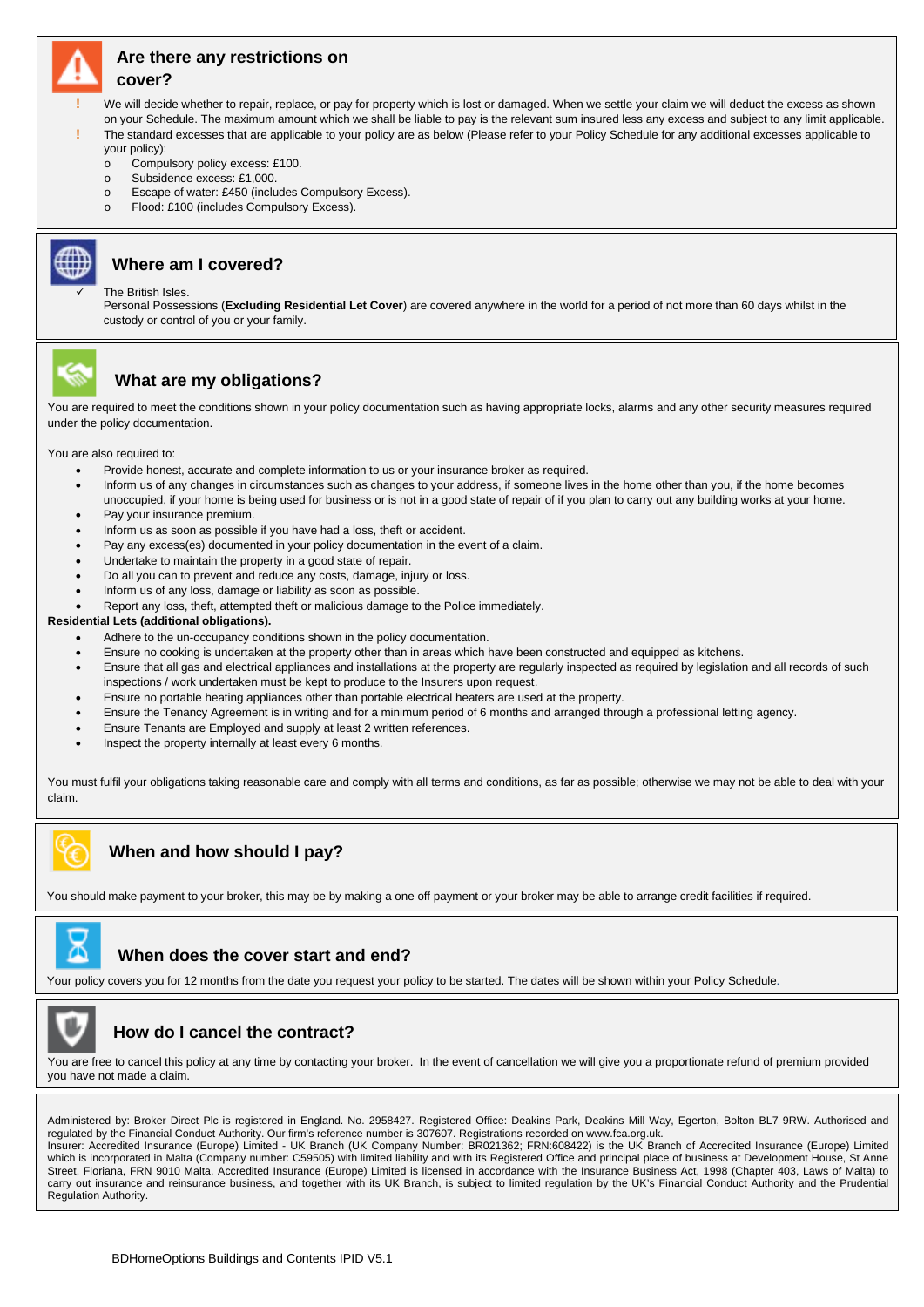## Are there any restrictions on cover?

- ! We will decide whether to repair, replace, or pay for property which is lost or damaged. When we settle your claim we will deduct the excess as shown on your Schedule. The maximum amount which we shall be liable to pay is the relevant sum insured less any excess and subject to any limit applicable.
- ! The standard excesses that are applicable to your policy are as below (Please refer to your Policy Schedule for any additional excesses applicable to your policy):
  - Compulsory policy excess: £100.
  - Subsidence excess: £1,000.
  - Escape of water: £450 (includes Compulsory Excess).
  - Flood: £100 (includes Compulsory Excess).

## Where am I covered?

- ✓ The British Isles.
  Personal Possessions (**Excluding Residential Let Cover**) are covered anywhere in the world for a period of not more than 60 days whilst in the custody or control of you or your family.

## What are my obligations?

You are required to meet the conditions shown in your policy documentation such as having appropriate locks, alarms and any other security measures required under the policy documentation.

You are also required to:

- Provide honest, accurate and complete information to us or your insurance broker as required.
- Inform us of any changes in circumstances such as changes to your address, if someone lives in the home other than you, if the home becomes unoccupied, if your home is being used for business or is not in a good state of repair of if you plan to carry out any building works at your home.
- Pay your insurance premium.
- Inform us as soon as possible if you have had a loss, theft or accident.
- Pay any excess(es) documented in your policy documentation in the event of a claim.
- Undertake to maintain the property in a good state of repair.
- Do all you can to prevent and reduce any costs, damage, injury or loss.
- Inform us of any loss, damage or liability as soon as possible.
- Report any loss, theft, attempted theft or malicious damage to the Police immediately.

**Residential Lets (additional obligations).**

- Adhere to the un-occupancy conditions shown in the policy documentation.
- Ensure no cooking is undertaken at the property other than in areas which have been constructed and equipped as kitchens.
- Ensure that all gas and electrical appliances and installations at the property are regularly inspected as required by legislation and all records of such inspections / work undertaken must be kept to produce to the Insurers upon request.
- Ensure no portable heating appliances other than portable electrical heaters are used at the property.
- Ensure the Tenancy Agreement is in writing and for a minimum period of 6 months and arranged through a professional letting agency.
- Ensure Tenants are Employed and supply at least 2 written references.
- Inspect the property internally at least every 6 months.

You must fulfil your obligations taking reasonable care and comply with all terms and conditions, as far as possible; otherwise we may not be able to deal with your claim.

## When and how should I pay?

You should make payment to your broker, this may be by making a one off payment or your broker may be able to arrange credit facilities if required.

## When does the cover start and end?

Your policy covers you for 12 months from the date you request your policy to be started. The dates will be shown within your Policy Schedule.

## How do I cancel the contract?

You are free to cancel this policy at any time by contacting your broker. In the event of cancellation we will give you a proportionate refund of premium provided you have not made a claim.

Administered by: Broker Direct Plc is registered in England. No. 2958427. Registered Office: Deakins Park, Deakins Mill Way, Egerton, Bolton BL7 9RW. Authorised and regulated by the Financial Conduct Authority. Our firm's reference number is 307607. Registrations recorded on www.fca.org.uk.
Insurer: Accredited Insurance (Europe) Limited - UK Branch (UK Company Number: BR021362; FRN:608422) is the UK Branch of Accredited Insurance (Europe) Limited which is incorporated in Malta (Company number: C59505) with limited liability and with its Registered Office and principal place of business at Development House, St Anne Street, Floriana, FRN 9010 Malta. Accredited Insurance (Europe) Limited is licensed in accordance with the Insurance Business Act, 1998 (Chapter 403, Laws of Malta) to carry out insurance and reinsurance business, and together with its UK Branch, is subject to limited regulation by the UK's Financial Conduct Authority and the Prudential Regulation Authority.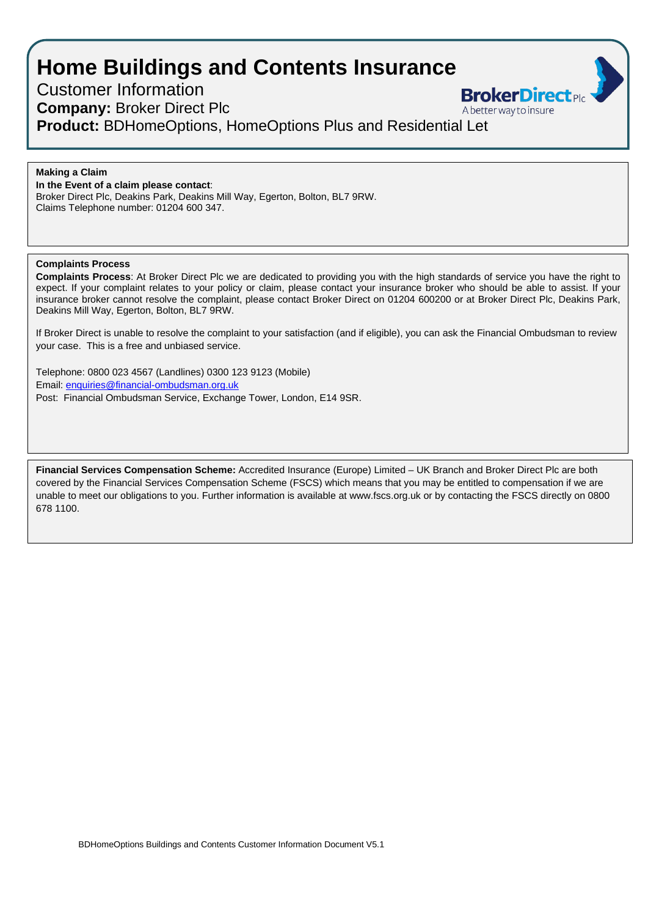# Home Buildings and Contents Insurance

Customer Information

**Company:** Broker Direct Plc

**Product:** BDHomeOptions, HomeOptions Plus and Residential Let

**Making a Claim**

**In the Event of a claim please contact**:
Broker Direct Plc, Deakins Park, Deakins Mill Way, Egerton, Bolton, BL7 9RW.
Claims Telephone number: 01204 600 347.

**Complaints Process**

**Complaints Process**: At Broker Direct Plc we are dedicated to providing you with the high standards of service you have the right to expect. If your complaint relates to your policy or claim, please contact your insurance broker who should be able to assist. If your insurance broker cannot resolve the complaint, please contact Broker Direct on 01204 600200 or at Broker Direct Plc, Deakins Park, Deakins Mill Way, Egerton, Bolton, BL7 9RW.

If Broker Direct is unable to resolve the complaint to your satisfaction (and if eligible), you can ask the Financial Ombudsman to review your case. This is a free and unbiased service.

Telephone: 0800 023 4567 (Landlines) 0300 123 9123 (Mobile)
Email: enquiries@financial-ombudsman.org.uk
Post: Financial Ombudsman Service, Exchange Tower, London, E14 9SR.

**Financial Services Compensation Scheme:** Accredited Insurance (Europe) Limited – UK Branch and Broker Direct Plc are both covered by the Financial Services Compensation Scheme (FSCS) which means that you may be entitled to compensation if we are unable to meet our obligations to you. Further information is available at www.fscs.org.uk or by contacting the FSCS directly on 0800 678 1100.

BDHomeOptions Buildings and Contents Customer Information Document V5.1